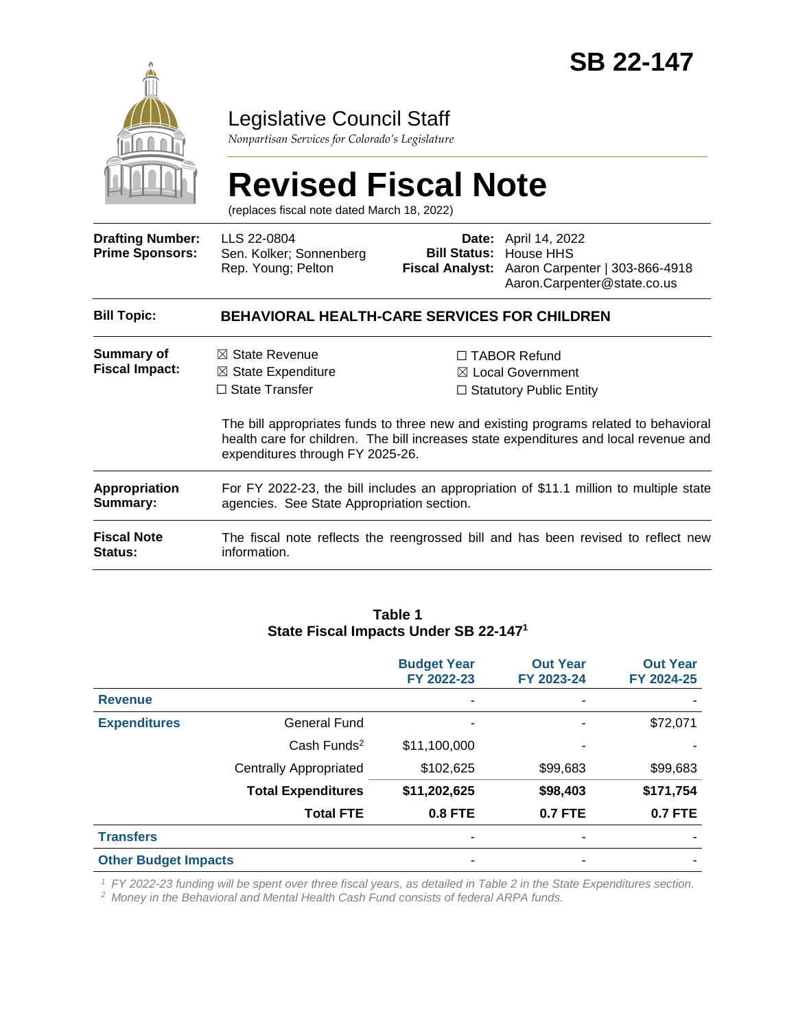# SB 22-147

## Legislative Council Staff

*Nonpartisan Services for Colorado's Legislature*

# Revised Fiscal Note

(replaces fiscal note dated March 18, 2022)

| | | | |
|---|---|---|---|
| **Drafting Number:** | LLS 22-0804 | **Date:** | April 14, 2022 |
| **Prime Sponsors:** | Sen. Kolker; Sonnenberg<br>Rep. Young; Pelton | **Bill Status:** | House HHS |
| | | **Fiscal Analyst:** | Aaron Carpenter \| 303-866-4918<br>Aaron.Carpenter@state.co.us |

| | |
|---|---|
| **Bill Topic:** | **BEHAVIORAL HEALTH-CARE SERVICES FOR CHILDREN** |
| **Summary of Fiscal Impact:** | ☒ State Revenue<br>☒ State Expenditure<br>☐ State Transfer<br>☐ TABOR Refund<br>☒ Local Government<br>☐ Statutory Public Entity<br><br>The bill appropriates funds to three new and existing programs related to behavioral health care for children. The bill increases state expenditures and local revenue and expenditures through FY 2025-26. |
| **Appropriation Summary:** | For FY 2022-23, the bill includes an appropriation of $11.1 million to multiple state agencies. See State Appropriation section. |
| **Fiscal Note Status:** | The fiscal note reflects the reengrossed bill and has been revised to reflect new information. |

**Table 1**
**State Fiscal Impacts Under SB 22-147[1]**

| | | Budget Year FY 2022-23 | Out Year FY 2023-24 | Out Year FY 2024-25 |
|---|---|---|---|---|
| **Revenue** | | - | - | - |
| **Expenditures** | General Fund | - | - | $72,071 |
| | Cash Funds[2] | $11,100,000 | - | - |
| | Centrally Appropriated | $102,625 | $99,683 | $99,683 |
| | **Total Expenditures** | **$11,202,625** | **$98,403** | **$171,754** |
| | **Total FTE** | **0.8 FTE** | **0.7 FTE** | **0.7 FTE** |
| **Transfers** | | - | - | - |
| **Other Budget Impacts** | | - | - | - |

*[1] FY 2022-23 funding will be spent over three fiscal years, as detailed in Table 2 in the State Expenditures section.*
*[2] Money in the Behavioral and Mental Health Cash Fund consists of federal ARPA funds.*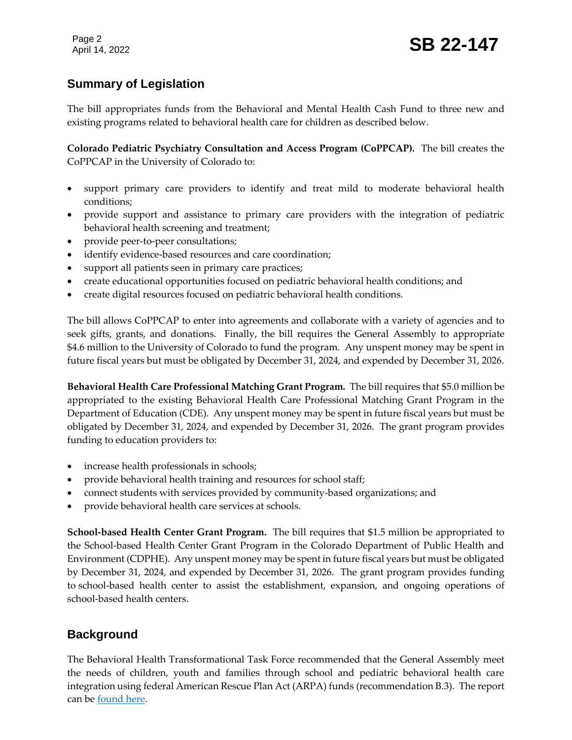## Summary of Legislation

The bill appropriates funds from the Behavioral and Mental Health Cash Fund to three new and existing programs related to behavioral health care for children as described below.

**Colorado Pediatric Psychiatry Consultation and Access Program (CoPPCAP).** The bill creates the CoPPCAP in the University of Colorado to:

- support primary care providers to identify and treat mild to moderate behavioral health conditions;
- provide support and assistance to primary care providers with the integration of pediatric behavioral health screening and treatment;
- provide peer-to-peer consultations;
- identify evidence-based resources and care coordination;
- support all patients seen in primary care practices;
- create educational opportunities focused on pediatric behavioral health conditions; and
- create digital resources focused on pediatric behavioral health conditions.

The bill allows CoPPCAP to enter into agreements and collaborate with a variety of agencies and to seek gifts, grants, and donations. Finally, the bill requires the General Assembly to appropriate $4.6 million to the University of Colorado to fund the program. Any unspent money may be spent in future fiscal years but must be obligated by December 31, 2024, and expended by December 31, 2026.

**Behavioral Health Care Professional Matching Grant Program.** The bill requires that $5.0 million be appropriated to the existing Behavioral Health Care Professional Matching Grant Program in the Department of Education (CDE). Any unspent money may be spent in future fiscal years but must be obligated by December 31, 2024, and expended by December 31, 2026. The grant program provides funding to education providers to:

- increase health professionals in schools;
- provide behavioral health training and resources for school staff;
- connect students with services provided by community-based organizations; and
- provide behavioral health care services at schools.

**School-based Health Center Grant Program.** The bill requires that $1.5 million be appropriated to the School-based Health Center Grant Program in the Colorado Department of Public Health and Environment (CDPHE). Any unspent money may be spent in future fiscal years but must be obligated by December 31, 2024, and expended by December 31, 2026. The grant program provides funding to school-based health center to assist the establishment, expansion, and ongoing operations of school-based health centers.

## Background

The Behavioral Health Transformational Task Force recommended that the General Assembly meet the needs of children, youth and families through school and pediatric behavioral health care integration using federal American Rescue Plan Act (ARPA) funds (recommendation B.3). The report can be found here.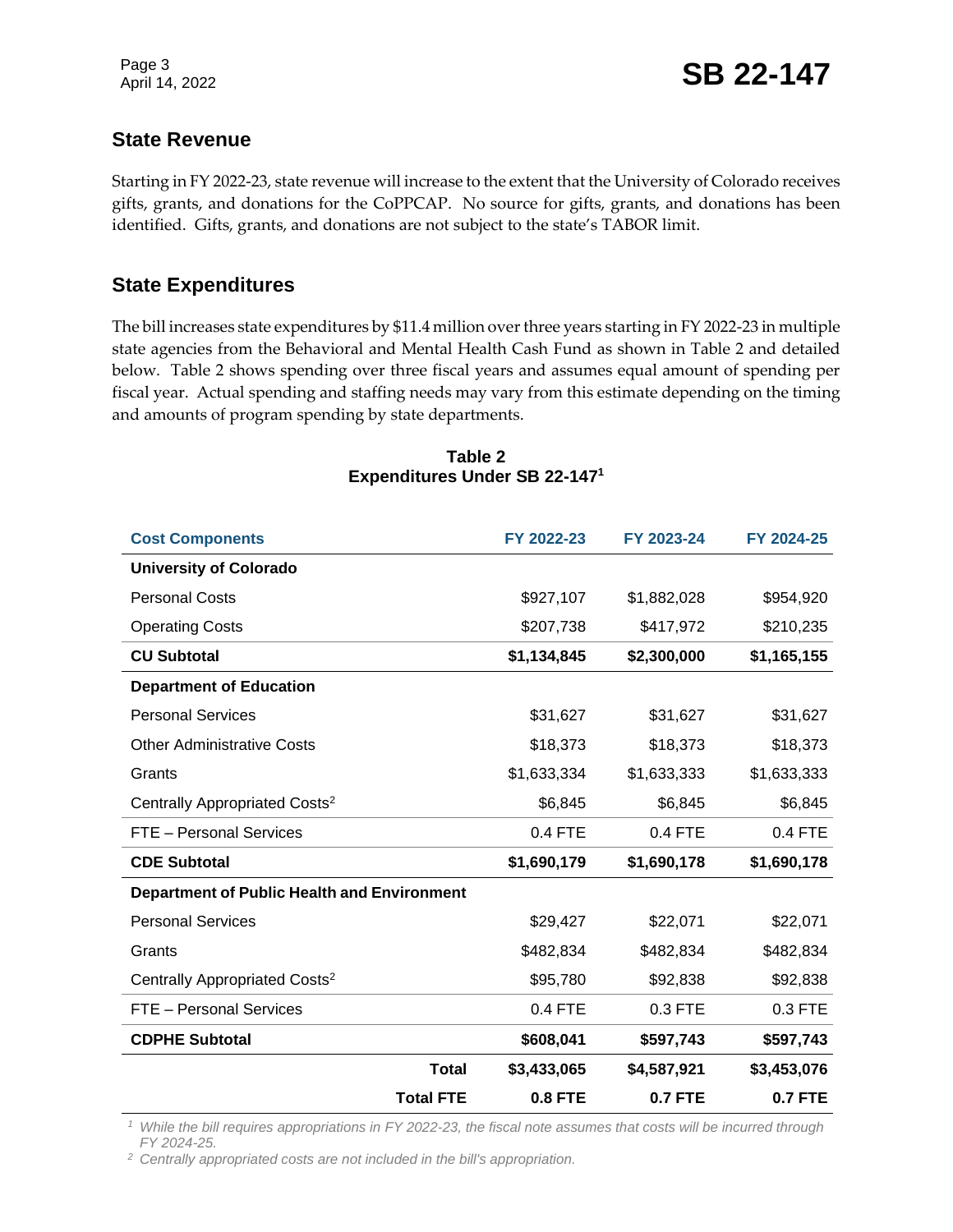## State Revenue

Starting in FY 2022-23, state revenue will increase to the extent that the University of Colorado receives gifts, grants, and donations for the CoPPCAP. No source for gifts, grants, and donations has been identified. Gifts, grants, and donations are not subject to the state's TABOR limit.

## State Expenditures

The bill increases state expenditures by $11.4 million over three years starting in FY 2022-23 in multiple state agencies from the Behavioral and Mental Health Cash Fund as shown in Table 2 and detailed below. Table 2 shows spending over three fiscal years and assumes equal amount of spending per fiscal year. Actual spending and staffing needs may vary from this estimate depending on the timing and amounts of program spending by state departments.

**Table 2**
**Expenditures Under SB 22-147[1]**

| Cost Components | FY 2022-23 | FY 2023-24 | FY 2024-25 |
|---|---|---|---|
| **University of Colorado** | | | |
| Personal Costs | $927,107 | $1,882,028 | $954,920 |
| Operating Costs | $207,738 | $417,972 | $210,235 |
| **CU Subtotal** | **$1,134,845** | **$2,300,000** | **$1,165,155** |
| **Department of Education** | | | |
| Personal Services | $31,627 | $31,627 | $31,627 |
| Other Administrative Costs | $18,373 | $18,373 | $18,373 |
| Grants | $1,633,334 | $1,633,333 | $1,633,333 |
| Centrally Appropriated Costs[2] | $6,845 | $6,845 | $6,845 |
| FTE – Personal Services | 0.4 FTE | 0.4 FTE | 0.4 FTE |
| **CDE Subtotal** | **$1,690,179** | **$1,690,178** | **$1,690,178** |
| **Department of Public Health and Environment** | | | |
| Personal Services | $29,427 | $22,071 | $22,071 |
| Grants | $482,834 | $482,834 | $482,834 |
| Centrally Appropriated Costs[2] | $95,780 | $92,838 | $92,838 |
| FTE – Personal Services | 0.4 FTE | 0.3 FTE | 0.3 FTE |
| **CDPHE Subtotal** | **$608,041** | **$597,743** | **$597,743** |
| **Total** | **$3,433,065** | **$4,587,921** | **$3,453,076** |
| **Total FTE** | **0.8 FTE** | **0.7 FTE** | **0.7 FTE** |

*[1] While the bill requires appropriations in FY 2022-23, the fiscal note assumes that costs will be incurred through FY 2024-25.*
*[2] Centrally appropriated costs are not included in the bill's appropriation.*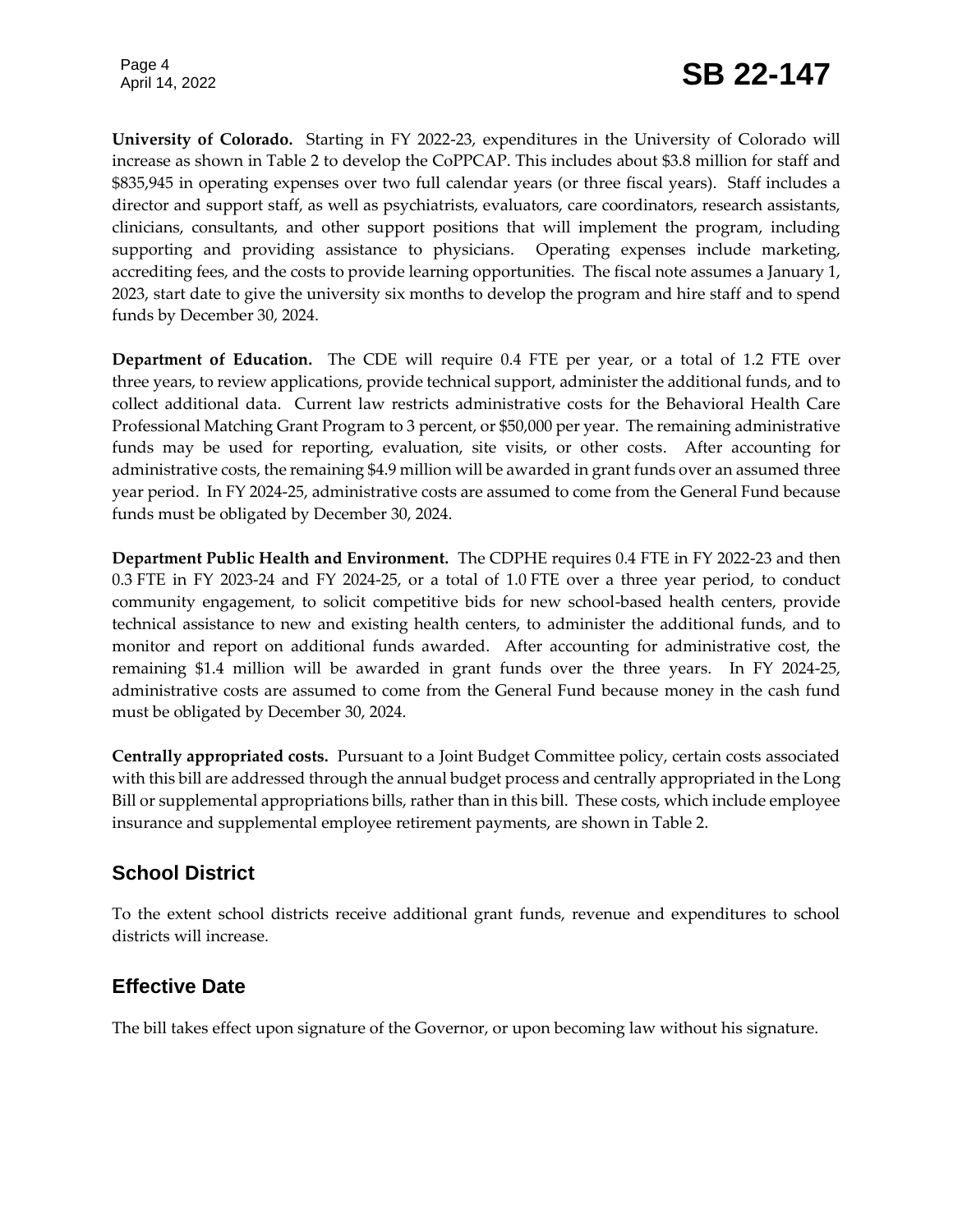**University of Colorado.** Starting in FY 2022-23, expenditures in the University of Colorado will increase as shown in Table 2 to develop the CoPPCAP. This includes about $3.8 million for staff and $835,945 in operating expenses over two full calendar years (or three fiscal years). Staff includes a director and support staff, as well as psychiatrists, evaluators, care coordinators, research assistants, clinicians, consultants, and other support positions that will implement the program, including supporting and providing assistance to physicians. Operating expenses include marketing, accrediting fees, and the costs to provide learning opportunities. The fiscal note assumes a January 1, 2023, start date to give the university six months to develop the program and hire staff and to spend funds by December 30, 2024.

**Department of Education.** The CDE will require 0.4 FTE per year, or a total of 1.2 FTE over three years, to review applications, provide technical support, administer the additional funds, and to collect additional data. Current law restricts administrative costs for the Behavioral Health Care Professional Matching Grant Program to 3 percent, or $50,000 per year. The remaining administrative funds may be used for reporting, evaluation, site visits, or other costs. After accounting for administrative costs, the remaining $4.9 million will be awarded in grant funds over an assumed three year period. In FY 2024-25, administrative costs are assumed to come from the General Fund because funds must be obligated by December 30, 2024.

**Department Public Health and Environment.** The CDPHE requires 0.4 FTE in FY 2022-23 and then 0.3 FTE in FY 2023-24 and FY 2024-25, or a total of 1.0 FTE over a three year period, to conduct community engagement, to solicit competitive bids for new school-based health centers, provide technical assistance to new and existing health centers, to administer the additional funds, and to monitor and report on additional funds awarded. After accounting for administrative cost, the remaining $1.4 million will be awarded in grant funds over the three years. In FY 2024-25, administrative costs are assumed to come from the General Fund because money in the cash fund must be obligated by December 30, 2024.

**Centrally appropriated costs.** Pursuant to a Joint Budget Committee policy, certain costs associated with this bill are addressed through the annual budget process and centrally appropriated in the Long Bill or supplemental appropriations bills, rather than in this bill. These costs, which include employee insurance and supplemental employee retirement payments, are shown in Table 2.

## School District

To the extent school districts receive additional grant funds, revenue and expenditures to school districts will increase.

## Effective Date

The bill takes effect upon signature of the Governor, or upon becoming law without his signature.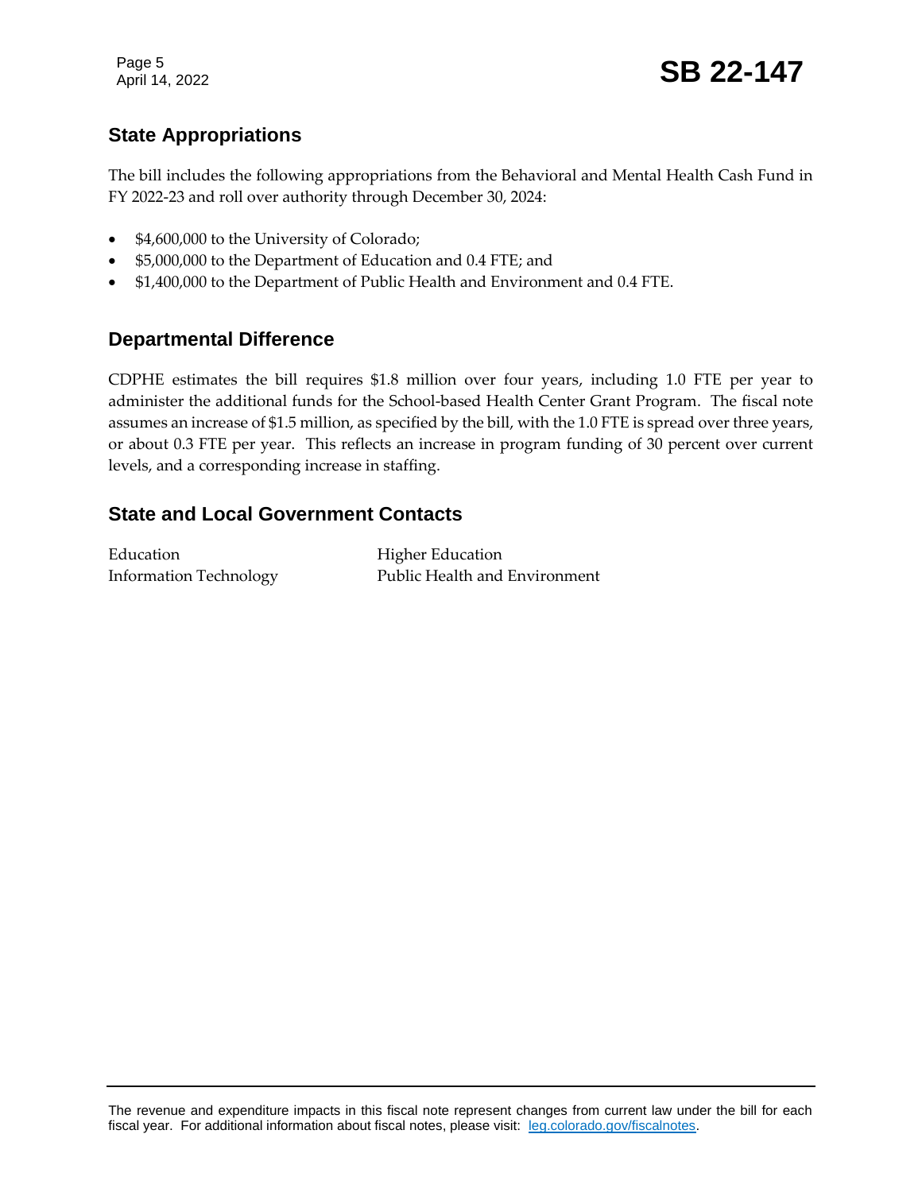## State Appropriations

The bill includes the following appropriations from the Behavioral and Mental Health Cash Fund in FY 2022-23 and roll over authority through December 30, 2024:

- $4,600,000 to the University of Colorado;
- $5,000,000 to the Department of Education and 0.4 FTE; and
- $1,400,000 to the Department of Public Health and Environment and 0.4 FTE.

## Departmental Difference

CDPHE estimates the bill requires $1.8 million over four years, including 1.0 FTE per year to administer the additional funds for the School-based Health Center Grant Program. The fiscal note assumes an increase of $1.5 million, as specified by the bill, with the 1.0 FTE is spread over three years, or about 0.3 FTE per year. This reflects an increase in program funding of 30 percent over current levels, and a corresponding increase in staffing.

## State and Local Government Contacts

| | |
|---|---|
| Education | Higher Education |
| Information Technology | Public Health and Environment |

The revenue and expenditure impacts in this fiscal note represent changes from current law under the bill for each fiscal year. For additional information about fiscal notes, please visit: leg.colorado.gov/fiscalnotes.